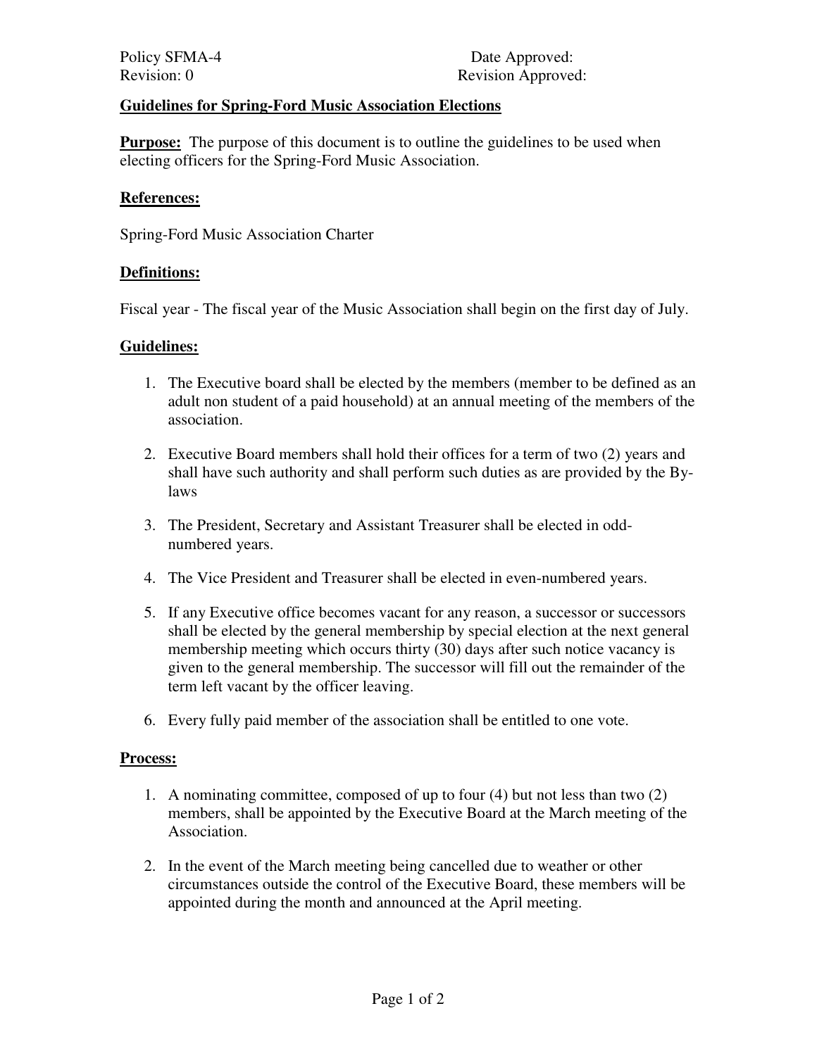Policy SFMA-4 Date Approved:
Revision: 0 Revision Approved:

## Guidelines for Spring-Ford Music Association Elections

**Purpose:** The purpose of this document is to outline the guidelines to be used when electing officers for the Spring-Ford Music Association.

### References:

Spring-Ford Music Association Charter

### Definitions:

Fiscal year - The fiscal year of the Music Association shall begin on the first day of July.

### Guidelines:

1. The Executive board shall be elected by the members (member to be defined as an adult non student of a paid household) at an annual meeting of the members of the association.
2. Executive Board members shall hold their offices for a term of two (2) years and shall have such authority and shall perform such duties as are provided by the By-laws
3. The President, Secretary and Assistant Treasurer shall be elected in odd-numbered years.
4. The Vice President and Treasurer shall be elected in even-numbered years.
5. If any Executive office becomes vacant for any reason, a successor or successors shall be elected by the general membership by special election at the next general membership meeting which occurs thirty (30) days after such notice vacancy is given to the general membership. The successor will fill out the remainder of the term left vacant by the officer leaving.
6. Every fully paid member of the association shall be entitled to one vote.

### Process:

1. A nominating committee, composed of up to four (4) but not less than two (2) members, shall be appointed by the Executive Board at the March meeting of the Association.
2. In the event of the March meeting being cancelled due to weather or other circumstances outside the control of the Executive Board, these members will be appointed during the month and announced at the April meeting.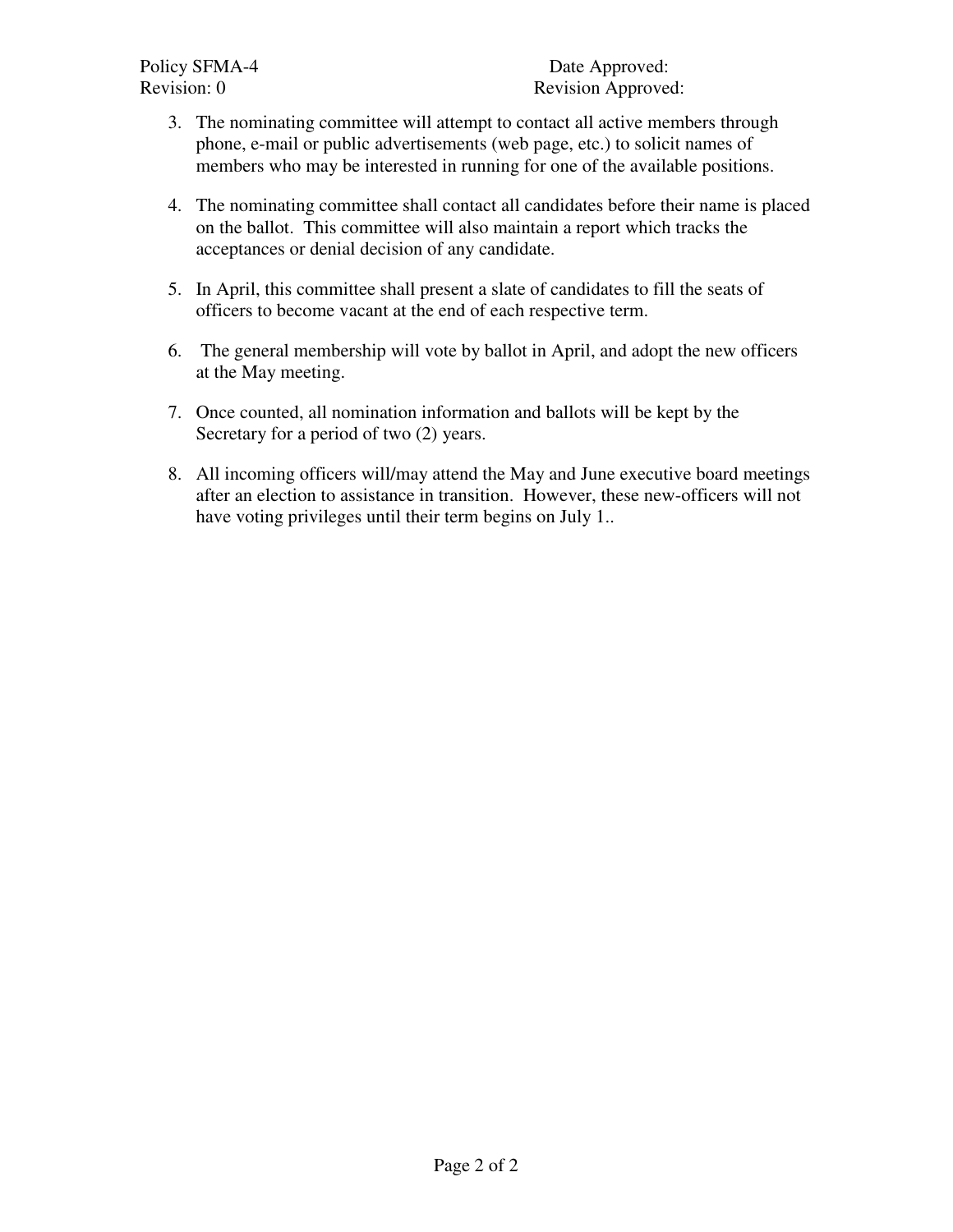3. The nominating committee will attempt to contact all active members through phone, e-mail or public advertisements (web page, etc.) to solicit names of members who may be interested in running for one of the available positions.

4. The nominating committee shall contact all candidates before their name is placed on the ballot. This committee will also maintain a report which tracks the acceptances or denial decision of any candidate.

5. In April, this committee shall present a slate of candidates to fill the seats of officers to become vacant at the end of each respective term.

6. The general membership will vote by ballot in April, and adopt the new officers at the May meeting.

7. Once counted, all nomination information and ballots will be kept by the Secretary for a period of two (2) years.

8. All incoming officers will/may attend the May and June executive board meetings after an election to assistance in transition. However, these new-officers will not have voting privileges until their term begins on July 1..